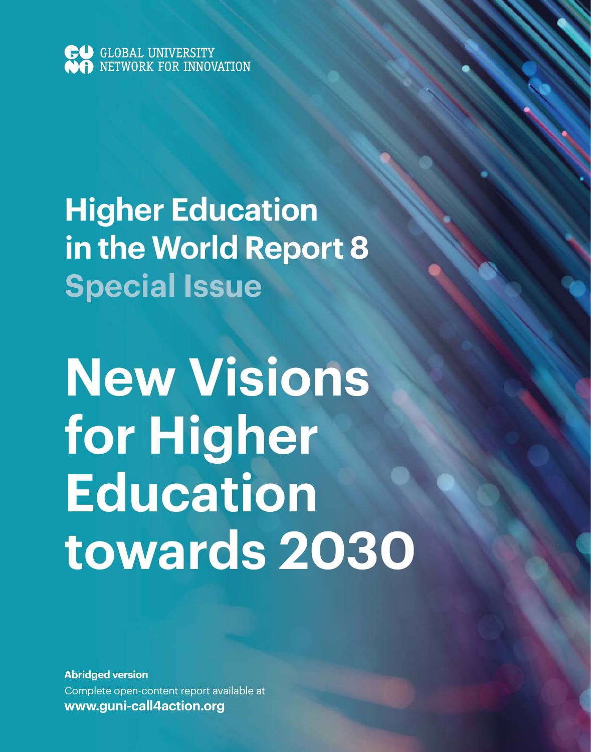GLOBAL UNIVERSITY NETWORK FOR INNOVATION

# Higher Education in the World Report 8
## Special Issue

# New Visions for Higher Education towards 2030

**Abridged version**

Complete open-content report available at

**www.guni-call4action.org**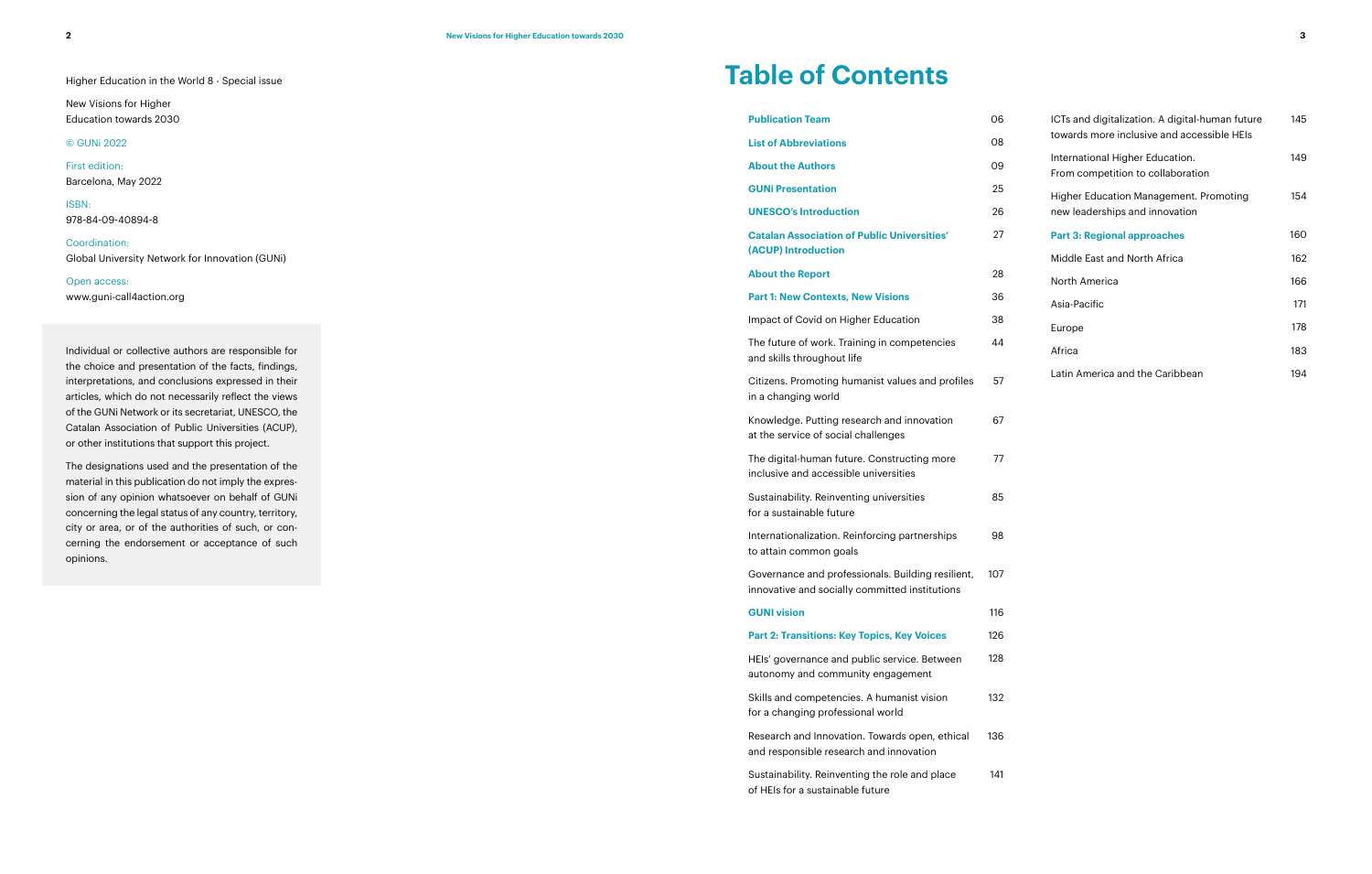Higher Education in the World 8 - Special issue

New Visions for Higher Education towards 2030

© GUNi 2022

First edition:
Barcelona, May 2022

ISBN:
978-84-09-40894-8

Coordination:
Global University Network for Innovation (GUNi)

Open access:
www.guni-call4action.org

Individual or collective authors are responsible for the choice and presentation of the facts, findings, interpretations, and conclusions expressed in their articles, which do not necessarily reflect the views of the GUNi Network or its secretariat, UNESCO, the Catalan Association of Public Universities (ACUP), or other institutions that support this project.

The designations used and the presentation of the material in this publication do not imply the expression of any opinion whatsoever on behalf of GUNi concerning the legal status of any country, territory, city or area, or of the authorities of such, or concerning the endorsement or acceptance of such opinions.

# Table of Contents

| | |
|---|---|
| **Publication Team** | 06 |
| **List of Abbreviations** | 08 |
| **About the Authors** | 09 |
| **GUNi Presentation** | 25 |
| **UNESCO's Introduction** | 26 |
| **Catalan Association of Public Universities' (ACUP) Introduction** | 27 |
| **About the Report** | 28 |
| **Part 1: New Contexts, New Visions** | 36 |
| Impact of Covid on Higher Education | 38 |
| The future of work. Training in competencies and skills throughout life | 44 |
| Citizens. Promoting humanist values and profiles in a changing world | 57 |
| Knowledge. Putting research and innovation at the service of social challenges | 67 |
| The digital-human future. Constructing more inclusive and accessible universities | 77 |
| Sustainability. Reinventing universities for a sustainable future | 85 |
| Internationalization. Reinforcing partnerships to attain common goals | 98 |
| Governance and professionals. Building resilient, innovative and socially committed institutions | 107 |
| **GUNI vision** | 116 |
| **Part 2: Transitions: Key Topics, Key Voices** | 126 |
| HEIs' governance and public service. Between autonomy and community engagement | 128 |
| Skills and competencies. A humanist vision for a changing professional world | 132 |
| Research and Innovation. Towards open, ethical and responsible research and innovation | 136 |
| Sustainability. Reinventing the role and place of HEIs for a sustainable future | 141 |
| ICTs and digitalization. A digital-human future towards more inclusive and accessible HEIs | 145 |
| International Higher Education. From competition to collaboration | 149 |
| Higher Education Management. Promoting new leaderships and innovation | 154 |
| **Part 3: Regional approaches** | 160 |
| Middle East and North Africa | 162 |
| North America | 166 |
| Asia-Pacific | 171 |
| Europe | 178 |
| Africa | 183 |
| Latin America and the Caribbean | 194 |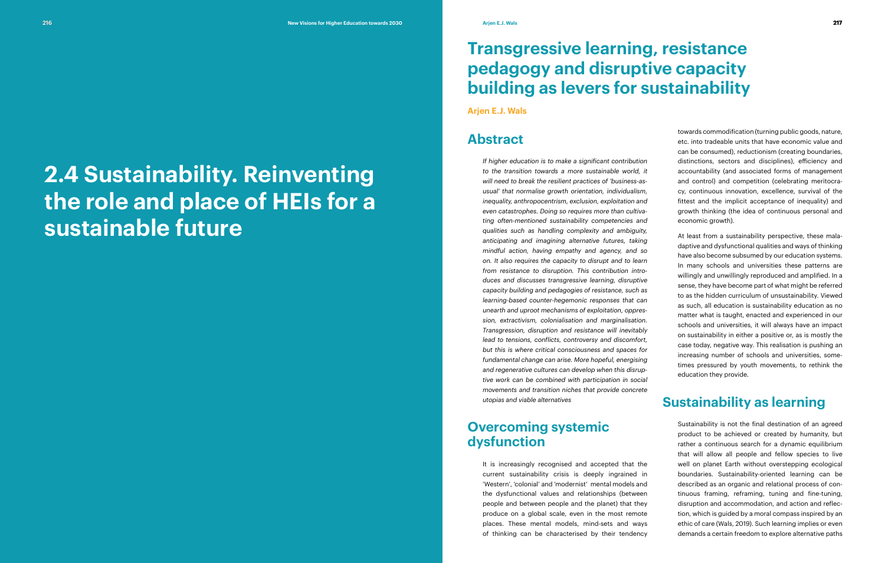# 2.4 Sustainability. Reinventing the role and place of HEIs for a sustainable future

# Transgressive learning, resistance pedagogy and disruptive capacity building as levers for sustainability

**Arjen E.J. Wals**

## Abstract

*If higher education is to make a significant contribution to the transition towards a more sustainable world, it will need to break the resilient practices of 'business-as-usual' that normalise growth orientation, individualism, inequality, anthropocentrism, exclusion, exploitation and even catastrophes. Doing so requires more than cultivating often-mentioned sustainability competencies and qualities such as handling complexity and ambiguity, anticipating and imagining alternative futures, taking mindful action, having empathy and agency, and so on. It also requires the capacity to disrupt and to learn from resistance to disruption. This contribution introduces and discusses transgressive learning, disruptive capacity building and pedagogies of resistance, such as learning-based counter-hegemonic responses that can unearth and uproot mechanisms of exploitation, oppression, extractivism, colonialisation and marginalisation. Transgression, disruption and resistance will inevitably lead to tensions, conflicts, controversy and discomfort, but this is where critical consciousness and spaces for fundamental change can arise. More hopeful, energising and regenerative cultures can develop when this disruptive work can be combined with participation in social movements and transition niches that provide concrete utopias and viable alternatives*

## Overcoming systemic dysfunction

It is increasingly recognised and accepted that the current sustainability crisis is deeply ingrained in 'Western', 'colonial' and 'modernist' mental models and the dysfunctional values and relationships (between people and between people and the planet) that they produce on a global scale, even in the most remote places. These mental models, mind-sets and ways of thinking can be characterised by their tendency towards commodification (turning public goods, nature, etc. into tradeable units that have economic value and can be consumed), reductionism (creating boundaries, distinctions, sectors and disciplines), efficiency and accountability (and associated forms of management and control) and competition (celebrating meritocracy, continuous innovation, excellence, survival of the fittest and the implicit acceptance of inequality) and growth thinking (the idea of continuous personal and economic growth).

At least from a sustainability perspective, these maladaptive and dysfunctional qualities and ways of thinking have also become subsumed by our education systems. In many schools and universities these patterns are willingly and unwillingly reproduced and amplified. In a sense, they have become part of what might be referred to as the hidden curriculum of unsustainability. Viewed as such, all education is sustainability education as no matter what is taught, enacted and experienced in our schools and universities, it will always have an impact on sustainability in either a positive or, as is mostly the case today, negative way. This realisation is pushing an increasing number of schools and universities, sometimes pressured by youth movements, to rethink the education they provide.

## Sustainability as learning

Sustainability is not the final destination of an agreed product to be achieved or created by humanity, but rather a continuous search for a dynamic equilibrium that will allow all people and fellow species to live well on planet Earth without overstepping ecological boundaries. Sustainability-oriented learning can be described as an organic and relational process of continuous framing, reframing, tuning and fine-tuning, disruption and accommodation, and action and reflection, which is guided by a moral compass inspired by an ethic of care (Wals, 2019). Such learning implies or even demands a certain freedom to explore alternative paths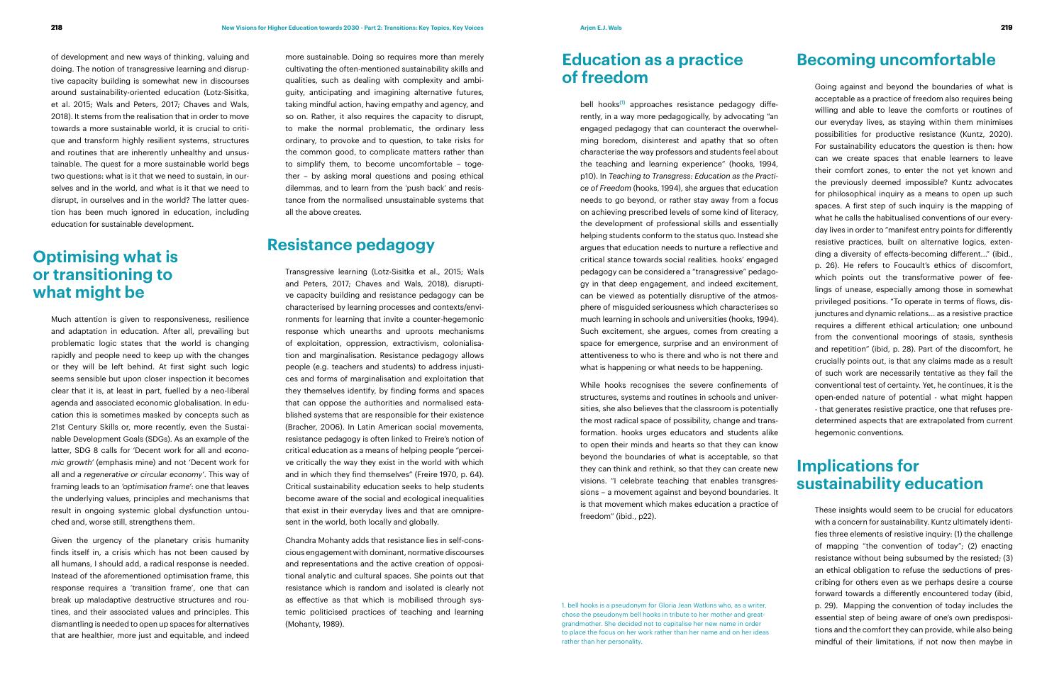of development and new ways of thinking, valuing and doing. The notion of transgressive learning and disruptive capacity building is somewhat new in discourses around sustainability-oriented education (Lotz-Sisitka, et al. 2015; Wals and Peters, 2017; Chaves and Wals, 2018). It stems from the realisation that in order to move towards a more sustainable world, it is crucial to critique and transform highly resilient systems, structures and routines that are inherently unhealthy and unsustainable. The quest for a more sustainable world begs two questions: what is it that we need to sustain, in ourselves and in the world, and what is it that we need to disrupt, in ourselves and in the world? The latter question has been much ignored in education, including education for sustainable development.

## Optimising what is or transitioning to what might be

Much attention is given to responsiveness, resilience and adaptation in education. After all, prevailing but problematic logic states that the world is changing rapidly and people need to keep up with the changes or they will be left behind. At first sight such logic seems sensible but upon closer inspection it becomes clear that it is, at least in part, fuelled by a neo-liberal agenda and associated economic globalisation. In education this is sometimes masked by concepts such as 21st Century Skills or, more recently, even the Sustainable Development Goals (SDGs). As an example of the latter, SDG 8 calls for 'Decent work for all and *economic growth*' (emphasis mine) and not 'Decent work for all and a *regenerative or circular economy*'. This way of framing leads to an *'optimisation frame'*: one that leaves the underlying values, principles and mechanisms that result in ongoing systemic global dysfunction untouched and, worse still, strengthens them.

Given the urgency of the planetary crisis humanity finds itself in, a crisis which has not been caused by all humans, I should add, a radical response is needed. Instead of the aforementioned optimisation frame, this response requires a 'transition frame', one that can break up maladaptive destructive structures and routines, and their associated values and principles. This dismantling is needed to open up spaces for alternatives that are healthier, more just and equitable, and indeed more sustainable. Doing so requires more than merely cultivating the often-mentioned sustainability skills and qualities, such as dealing with complexity and ambiguity, anticipating and imagining alternative futures, taking mindful action, having empathy and agency, and so on. Rather, it also requires the capacity to disrupt, to make the normal problematic, the ordinary less ordinary, to provoke and to question, to take risks for the common good, to complicate matters rather than to simplify them, to become uncomfortable – together – by asking moral questions and posing ethical dilemmas, and to learn from the 'push back' and resistance from the normalised unsustainable systems that all the above creates.

## Resistance pedagogy

Transgressive learning (Lotz-Sisitka et al., 2015; Wals and Peters, 2017; Chaves and Wals, 2018), disruptive capacity building and resistance pedagogy can be characterised by learning processes and contexts/environments for learning that invite a counter-hegemonic response which unearths and uproots mechanisms of exploitation, oppression, extractivism, colonialisation and marginalisation. Resistance pedagogy allows people (e.g. teachers and students) to address injustices and forms of marginalisation and exploitation that they themselves identify, by finding forms and spaces that can oppose the authorities and normalised established systems that are responsible for their existence (Bracher, 2006). In Latin American social movements, resistance pedagogy is often linked to Freire's notion of critical education as a means of helping people "perceive critically the way they exist in the world with which and in which they find themselves" (Freire 1970, p. 64). Critical sustainability education seeks to help students become aware of the social and ecological inequalities that exist in their everyday lives and that are omnipresent in the world, both locally and globally.

Chandra Mohanty adds that resistance lies in self-conscious engagement with dominant, normative discourses and representations and the active creation of oppositional analytic and cultural spaces. She points out that resistance which is random and isolated is clearly not as effective as that which is mobilised through systemic politicised practices of teaching and learning (Mohanty, 1989).

## Education as a practice of freedom

bell hooks[1] approaches resistance pedagogy differently, in a way more pedagogically, by advocating "an engaged pedagogy that can counteract the overwhelming boredom, disinterest and apathy that so often characterise the way professors and students feel about the teaching and learning experience" (hooks, 1994, p10). In *Teaching to Transgress: Education as the Practice of Freedom* (hooks, 1994), she argues that education needs to go beyond, or rather stay away from a focus on achieving prescribed levels of some kind of literacy, the development of professional skills and essentially helping students conform to the status quo. Instead she argues that education needs to nurture a reflective and critical stance towards social realities. hooks' engaged pedagogy can be considered a "transgressive" pedagogy in that deep engagement, and indeed excitement, can be viewed as potentially disruptive of the atmosphere of misguided seriousness which characterises so much learning in schools and universities (hooks, 1994). Such excitement, she argues, comes from creating a space for emergence, surprise and an environment of attentiveness to who is there and who is not there and what is happening or what needs to be happening.

While hooks recognises the severe confinements of structures, systems and routines in schools and universities, she also believes that the classroom is potentially the most radical space of possibility, change and transformation. hooks urges educators and students alike to open their minds and hearts so that they can know beyond the boundaries of what is acceptable, so that they can think and rethink, so that they can create new visions. "I celebrate teaching that enables transgressions – a movement against and beyond boundaries. It is that movement which makes education a practice of freedom" (ibid., p22).

1. bell hooks is a pseudonym for Gloria Jean Watkins who, as a writer, chose the pseudonym bell hooks in tribute to her mother and great-grandmother. She decided not to capitalise her new name in order to place the focus on her work rather than her name and on her ideas rather than her personality.

## Becoming uncomfortable

Going against and beyond the boundaries of what is acceptable as a practice of freedom also requires being willing and able to leave the comforts or routines of our everyday lives, as staying within them minimises possibilities for productive resistance (Kuntz, 2020). For sustainability educators the question is then: how can we create spaces that enable learners to leave their comfort zones, to enter the not yet known and the previously deemed impossible? Kuntz advocates for philosophical inquiry as a means to open up such spaces. A first step of such inquiry is the mapping of what he calls the habitualised conventions of our everyday lives in order to "manifest entry points for differently resistive practices, built on alternative logics, extending a diversity of effects-becoming different..." (ibid., p. 26). He refers to Foucault's ethics of discomfort, which points out the transformative power of feelings of unease, especially among those in somewhat privileged positions. "To operate in terms of flows, disjunctures and dynamic relations... as a resistive practice requires a different ethical articulation; one unbound from the conventional moorings of stasis, synthesis and repetition" (ibid, p. 28). Part of the discomfort, he crucially points out, is that any claims made as a result of such work are necessarily tentative as they fail the conventional test of certainty. Yet, he continues, it is the open-ended nature of potential - what might happen - that generates resistive practice, one that refuses predetermined aspects that are extrapolated from current hegemonic conventions.

## Implications for sustainability education

These insights would seem to be crucial for educators with a concern for sustainability. Kuntz ultimately identifies three elements of resistive inquiry: (1) the challenge of mapping "the convention of today"; (2) enacting resistance without being subsumed by the resisted; (3) an ethical obligation to refuse the seductions of prescribing for others even as we perhaps desire a course forward towards a differently encountered today (ibid, p. 29). Mapping the convention of today includes the essential step of being aware of one's own predispositions and the comfort they can provide, while also being mindful of their limitations, if not now then maybe in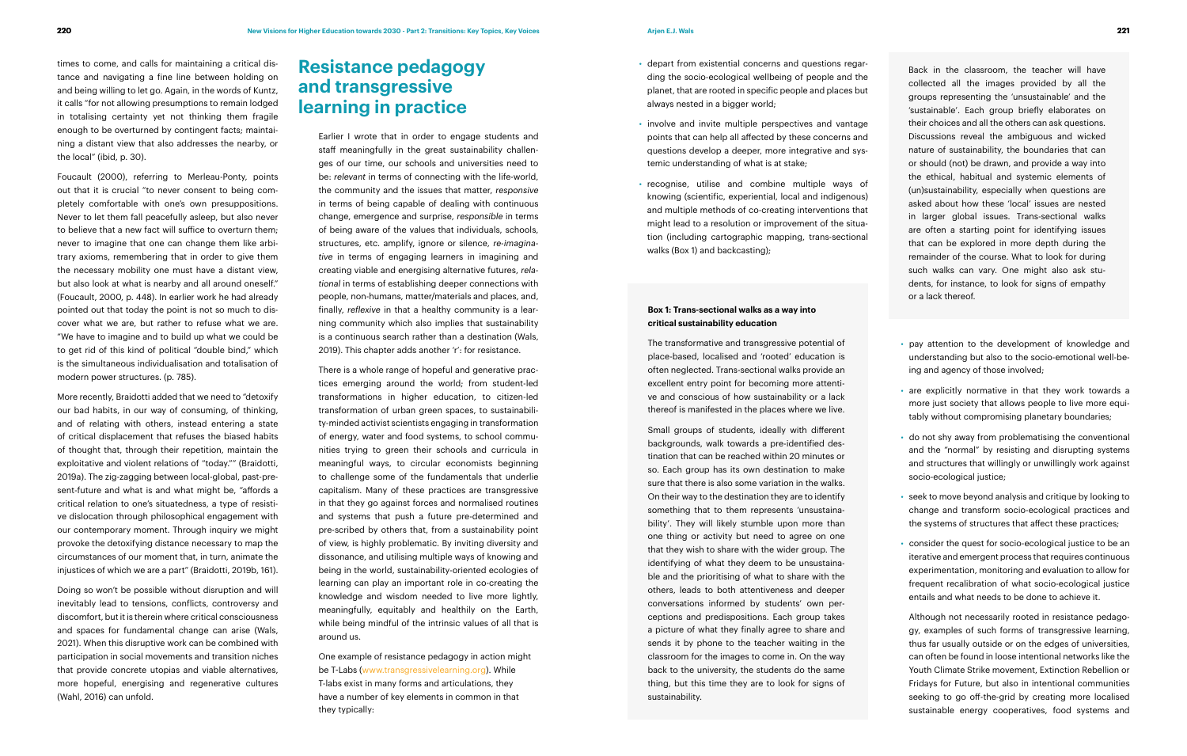times to come, and calls for maintaining a critical distance and navigating a fine line between holding on and being willing to let go. Again, in the words of Kuntz, it calls "for not allowing presumptions to remain lodged in totalising certainty yet not thinking them fragile enough to be overturned by contingent facts; maintaining a distant view that also addresses the nearby, or the local" (ibid, p. 30).

Foucault (2000), referring to Merleau-Ponty, points out that it is crucial "to never consent to being completely comfortable with one's own presuppositions. Never to let them fall peacefully asleep, but also never to believe that a new fact will suffice to overturn them; never to imagine that one can change them like arbitrary axioms, remembering that in order to give them the necessary mobility one must have a distant view, but also look at what is nearby and all around oneself." (Foucault, 2000, p. 448). In earlier work he had already pointed out that today the point is not so much to discover what we are, but rather to refuse what we are. "We have to imagine and to build up what we could be to get rid of this kind of political "double bind," which is the simultaneous individualisation and totalisation of modern power structures. (p. 785).

More recently, Braidotti added that we need to "detoxify our bad habits, in our way of consuming, of thinking, and of relating with others, instead entering a state of critical displacement that refuses the biased habits of thought that, through their repetition, maintain the exploitative and violent relations of "today."" (Braidotti, 2019a). The zig-zagging between local-global, past-present-future and what is and what might be, "affords a critical relation to one's situatedness, a type of resistive dislocation through philosophical engagement with our contemporary moment. Through inquiry we might provoke the detoxifying distance necessary to map the circumstances of our moment that, in turn, animate the injustices of which we are a part" (Braidotti, 2019b, 161).

Doing so won't be possible without disruption and will inevitably lead to tensions, conflicts, controversy and discomfort, but it is therein where critical consciousness and spaces for fundamental change can arise (Wals, 2021). When this disruptive work can be combined with participation in social movements and transition niches that provide concrete utopias and viable alternatives, more hopeful, energising and regenerative cultures (Wahl, 2016) can unfold.

# Resistance pedagogy and transgressive learning in practice

Earlier I wrote that in order to engage students and staff meaningfully in the great sustainability challenges of our time, our schools and universities need to be: *relevant* in terms of connecting with the life-world, the community and the issues that matter, *responsive* in terms of being capable of dealing with continuous change, emergence and surprise, *responsible* in terms of being aware of the values that individuals, schools, structures, etc. amplify, ignore or silence, *re-imaginative* in terms of engaging learners in imagining and creating viable and energising alternative futures, *relational* in terms of establishing deeper connections with people, non-humans, matter/materials and places, and, finally, *reflexive* in that a healthy community is a learning community which also implies that sustainability is a continuous search rather than a destination (Wals, 2019). This chapter adds another 'r': for resistance.

There is a whole range of hopeful and generative practices emerging around the world; from student-led transformations in higher education, to citizen-led transformation of urban green spaces, to sustainability-minded activist scientists engaging in transformation of energy, water and food systems, to school communities trying to green their schools and curricula in meaningful ways, to circular economists beginning to challenge some of the fundamentals that underlie capitalism. Many of these practices are transgressive in that they go against forces and normalised routines and systems that push a future pre-determined and pre-scribed by others that, from a sustainability point of view, is highly problematic. By inviting diversity and dissonance, and utilising multiple ways of knowing and being in the world, sustainability-oriented ecologies of learning can play an important role in co-creating the knowledge and wisdom needed to live more lightly, meaningfully, equitably and healthily on the Earth, while being mindful of the intrinsic values of all that is around us.

One example of resistance pedagogy in action might be T-Labs (www.transgressivelearning.org). While T-labs exist in many forms and articulations, they have a number of key elements in common in that they typically:

- depart from existential concerns and questions regarding the socio-ecological wellbeing of people and the planet, that are rooted in specific people and places but always nested in a bigger world;
- involve and invite multiple perspectives and vantage points that can help all affected by these concerns and questions develop a deeper, more integrative and systemic understanding of what is at stake;
- recognise, utilise and combine multiple ways of knowing (scientific, experiential, local and indigenous) and multiple methods of co-creating interventions that might lead to a resolution or improvement of the situation (including cartographic mapping, trans-sectional walks (Box 1) and backcasting);
- pay attention to the development of knowledge and understanding but also to the socio-emotional well-being and agency of those involved;
- are explicitly normative in that they work towards a more just society that allows people to live more equitably without compromising planetary boundaries;
- do not shy away from problematising the conventional and the "normal" by resisting and disrupting systems and structures that willingly or unwillingly work against socio-ecological justice;
- seek to move beyond analysis and critique by looking to change and transform socio-ecological practices and the systems of structures that affect these practices;
- consider the quest for socio-ecological justice to be an iterative and emergent process that requires continuous experimentation, monitoring and evaluation to allow for frequent recalibration of what socio-ecological justice entails and what needs to be done to achieve it.

**Box 1: Trans-sectional walks as a way into critical sustainability education**

The transformative and transgressive potential of place-based, localised and 'rooted' education is often neglected. Trans-sectional walks provide an excellent entry point for becoming more attentive and conscious of how sustainability or a lack thereof is manifested in the places where we live.

Small groups of students, ideally with different backgrounds, walk towards a pre-identified destination that can be reached within 20 minutes or so. Each group has its own destination to make sure that there is also some variation in the walks. On their way to the destination they are to identify something that to them represents 'unsustainability'. They will likely stumble upon more than one thing or activity but need to agree on one that they wish to share with the wider group. The identifying of what they deem to be unsustainable and the prioritising of what to share with the others, leads to both attentiveness and deeper conversations informed by students' own perceptions and predispositions. Each group takes a picture of what they finally agree to share and sends it by phone to the teacher waiting in the classroom for the images to come in. On the way back to the university, the students do the same thing, but this time they are to look for signs of sustainability.

Back in the classroom, the teacher will have collected all the images provided by all the groups representing the 'unsustainable' and the 'sustainable'. Each group briefly elaborates on their choices and all the others can ask questions. Discussions reveal the ambiguous and wicked nature of sustainability, the boundaries that can or should (not) be drawn, and provide a way into the ethical, habitual and systemic elements of (un)sustainability, especially when questions are asked about how these 'local' issues are nested in larger global issues. Trans-sectional walks are often a starting point for identifying issues that can be explored in more depth during the remainder of the course. What to look for during such walks can vary. One might also ask students, for instance, to look for signs of empathy or a lack thereof.

Although not necessarily rooted in resistance pedagogy, examples of such forms of transgressive learning, thus far usually outside or on the edges of universities, can often be found in loose intentional networks like the Youth Climate Strike movement, Extinction Rebellion or Fridays for Future, but also in intentional communities seeking to go off-the-grid by creating more localised sustainable energy cooperatives, food systems and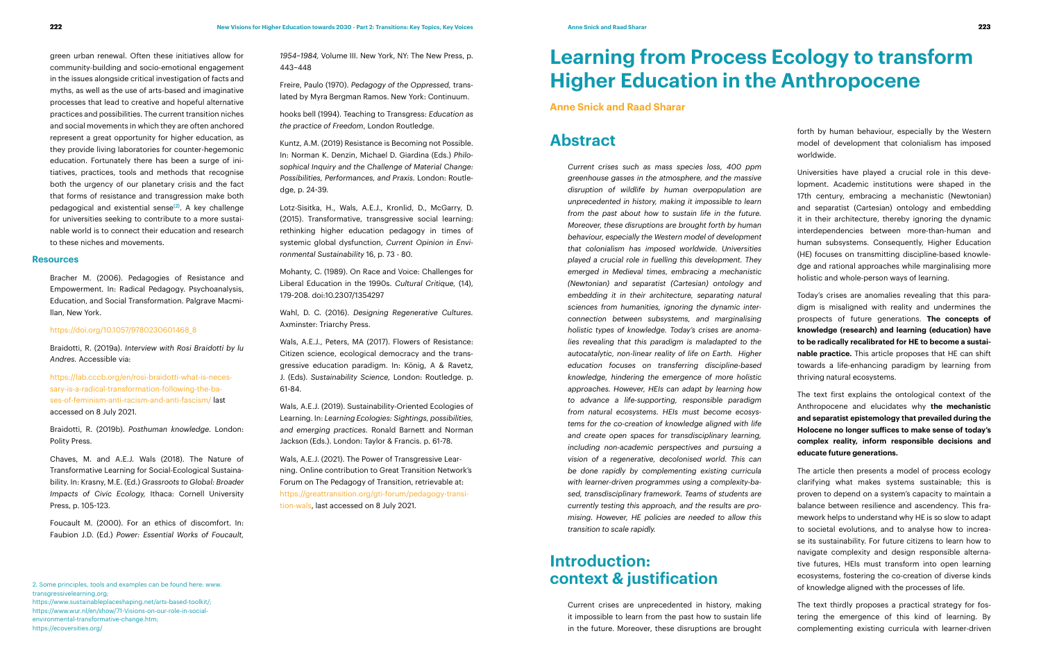green urban renewal. Often these initiatives allow for community-building and socio-emotional engagement in the issues alongside critical investigation of facts and myths, as well as the use of arts-based and imaginative processes that lead to creative and hopeful alternative practices and possibilities. The current transition niches and social movements in which they are often anchored represent a great opportunity for higher education, as they provide living laboratories for counter-hegemonic education. Fortunately there has been a surge of initiatives, practices, tools and methods that recognise both the urgency of our planetary crisis and the fact that forms of resistance and transgression make both pedagogical and existential sense[2]. A key challenge for universities seeking to contribute to a more sustainable world is to connect their education and research to these niches and movements.

### Resources

Bracher M. (2006). Pedagogies of Resistance and Empowerment. In: Radical Pedagogy. Psychoanalysis, Education, and Social Transformation. Palgrave Macmillan, New York.

https://doi.org/10.1057/9780230601468_8

Braidotti, R. (2019a). *Interview with Rosi Braidotti by lu Andres.* Accessible via:

https://lab.cccb.org/en/rosi-braidotti-what-is-necessary-is-a-radical-transformation-following-the-bases-of-feminism-anti-racism-and-anti-fascism/ last accessed on 8 July 2021.

Braidotti, R. (2019b). *Posthuman knowledge.* London: Polity Press.

Chaves, M. and A.E.J. Wals (2018). The Nature of Transformative Learning for Social-Ecological Sustainability. In: Krasny, M.E. (Ed.) *Grassroots to Global: Broader Impacts of Civic Ecology,* Ithaca: Cornell University Press, p. 105-123.

Foucault M. (2000). For an ethics of discomfort. In: Faubion J.D. (Ed.) *Power: Essential Works of Foucault, 1954–1984,* Volume III. New York, NY: The New Press, p. 443–448

Freire, Paulo (1970). *Pedagogy of the Oppressed*, translated by Myra Bergman Ramos. New York: Continuum.

hooks bell (1994). Teaching to Transgress: *Education as the practice of Freedom*, London Routledge.

Kuntz, A.M. (2019) Resistance is Becoming not Possible. In: Norman K. Denzin, Michael D. Giardina (Eds.) *Philosophical Inquiry and the Challenge of Material Change: Possibilities, Performances, and Praxis*. London: Routledge, p. 24-39.

Lotz-Sisitka, H., Wals, A.E.J., Kronlid, D., McGarry, D. (2015). Transformative, transgressive social learning: rethinking higher education pedagogy in times of systemic global dysfunction, *Current Opinion in Environmental Sustainability* 16, p. 73 - 80.

Mohanty, C. (1989). On Race and Voice: Challenges for Liberal Education in the 1990s. *Cultural Critique,* (14), 179-208. doi:10.2307/1354297

Wahl, D. C. (2016). *Designing Regenerative Cultures.* Axminster: Triarchy Press.

Wals, A.E.J., Peters, MA (2017). Flowers of Resistance: Citizen science, ecological democracy and the transgressive education paradigm. In: König, A & Ravetz, J. (Eds). *Sustainability Science,* London: Routledge. p. 61-84.

Wals, A.E.J. (2019). Sustainability-Oriented Ecologies of Learning. In: *Learning Ecologies: Sightings, possibilities, and emerging practices*. Ronald Barnett and Norman Jackson (Eds.). London: Taylor & Francis. p. 61-78.

Wals, A.E.J. (2021). The Power of Transgressive Learning. Online contribution to Great Transition Network's Forum on The Pedagogy of Transition, retrievable at: https://greattransition.org/gti-forum/pedagogy-transition-wals, last accessed on 8 July 2021.

2. Some principles, tools and examples can be found here: www.transgressivelearning.org; https://www.sustainableplaceshaping.net/arts-based-toolkit/; https://www.wur.nl/en/show/71-Visions-on-our-role-in-social-environmental-transformative-change.htm; https://ecoversities.org/

# Learning from Process Ecology to transform Higher Education in the Anthropocene

**Anne Snick and Raad Sharar**

## Abstract

*Current crises such as mass species loss, 400 ppm greenhouse gasses in the atmosphere, and the massive disruption of wildlife by human overpopulation are unprecedented in history, making it impossible to learn from the past about how to sustain life in the future. Moreover, these disruptions are brought forth by human behaviour, especially the Western model of development that colonialism has imposed worldwide. Universities played a crucial role in fuelling this development. They emerged in Medieval times, embracing a mechanistic (Newtonian) and separatist (Cartesian) ontology and embedding it in their architecture, separating natural sciences from humanities, ignoring the dynamic interconnection between subsystems, and marginalising holistic types of knowledge. Today's crises are anomalies revealing that this paradigm is maladapted to the autocatalytic, non-linear reality of life on Earth. Higher education focuses on transferring discipline-based knowledge, hindering the emergence of more holistic approaches. However, HEIs can adapt by learning how to advance a life-supporting, responsible paradigm from natural ecosystems. HEIs must become ecosystems for the co-creation of knowledge aligned with life and create open spaces for transdisciplinary learning, including non-academic perspectives and pursuing a vision of a regenerative, decolonised world. This can be done rapidly by complementing existing curricula with learner-driven programmes using a complexity-based, transdisciplinary framework. Teams of students are currently testing this approach, and the results are promising. However, HE policies are needed to allow this transition to scale rapidly.*

## Introduction: context & justification

Current crises are unprecedented in history, making it impossible to learn from the past how to sustain life in the future. Moreover, these disruptions are brought forth by human behaviour, especially by the Western model of development that colonialism has imposed worldwide.

Universities have played a crucial role in this development. Academic institutions were shaped in the 17th century, embracing a mechanistic (Newtonian) and separatist (Cartesian) ontology and embedding it in their architecture, thereby ignoring the dynamic interdependencies between more-than-human and human subsystems. Consequently, Higher Education (HE) focuses on transmitting discipline-based knowledge and rational approaches while marginalising more holistic and whole-person ways of learning.

Today's crises are anomalies revealing that this paradigm is misaligned with reality and undermines the prospects of future generations. **The concepts of knowledge (research) and learning (education) have to be radically recalibrated for HE to become a sustainable practice.** This article proposes that HE can shift towards a life-enhancing paradigm by learning from thriving natural ecosystems.

The text first explains the ontological context of the Anthropocene and elucidates why **the mechanistic and separatist epistemology that prevailed during the Holocene no longer suffices to make sense of today's complex reality, inform responsible decisions and educate future generations.**

The article then presents a model of process ecology clarifying what makes systems sustainable; this is proven to depend on a system's capacity to maintain a balance between resilience and ascendency. This framework helps to understand why HE is so slow to adapt to societal evolutions, and to analyse how to increase its sustainability. For future citizens to learn how to navigate complexity and design responsible alternative futures, HEIs must transform into open learning ecosystems, fostering the co-creation of diverse kinds of knowledge aligned with the processes of life.

The text thirdly proposes a practical strategy for fostering the emergence of this kind of learning. By complementing existing curricula with learner-driven